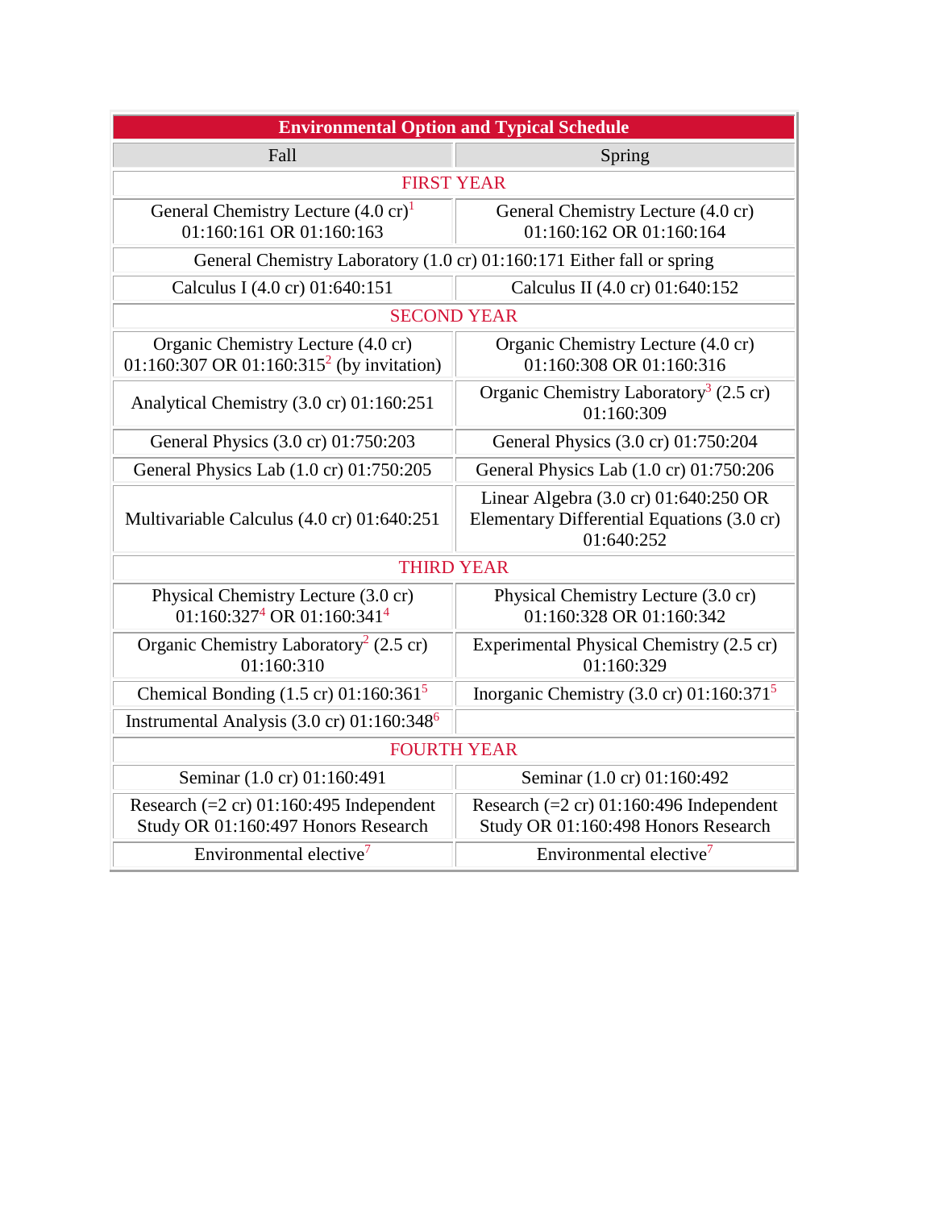| Environmental Option and Typical Schedule | |
|---|---|
| Fall | Spring |
| FIRST YEAR | |
| General Chemistry Lecture (4.0 cr)[1] 01:160:161 OR 01:160:163 | General Chemistry Lecture (4.0 cr) 01:160:162 OR 01:160:164 |
| General Chemistry Laboratory (1.0 cr) 01:160:171 Either fall or spring | |
| Calculus I (4.0 cr) 01:640:151 | Calculus II (4.0 cr) 01:640:152 |
| SECOND YEAR | |
| Organic Chemistry Lecture (4.0 cr) 01:160:307 OR 01:160:315[2] (by invitation) | Organic Chemistry Lecture (4.0 cr) 01:160:308 OR 01:160:316 |
| Analytical Chemistry (3.0 cr) 01:160:251 | Organic Chemistry Laboratory[3] (2.5 cr) 01:160:309 |
| General Physics (3.0 cr) 01:750:203 | General Physics (3.0 cr) 01:750:204 |
| General Physics Lab (1.0 cr) 01:750:205 | General Physics Lab (1.0 cr) 01:750:206 |
| Multivariable Calculus (4.0 cr) 01:640:251 | Linear Algebra (3.0 cr) 01:640:250 OR Elementary Differential Equations (3.0 cr) 01:640:252 |
| THIRD YEAR | |
| Physical Chemistry Lecture (3.0 cr) 01:160:327[4] OR 01:160:341[4] | Physical Chemistry Lecture (3.0 cr) 01:160:328 OR 01:160:342 |
| Organic Chemistry Laboratory[2] (2.5 cr) 01:160:310 | Experimental Physical Chemistry (2.5 cr) 01:160:329 |
| Chemical Bonding (1.5 cr) 01:160:361[5] | Inorganic Chemistry (3.0 cr) 01:160:371[5] |
| Instrumental Analysis (3.0 cr) 01:160:348[6] | |
| FOURTH YEAR | |
| Seminar (1.0 cr) 01:160:491 | Seminar (1.0 cr) 01:160:492 |
| Research (=2 cr) 01:160:495 Independent Study OR 01:160:497 Honors Research | Research (=2 cr) 01:160:496 Independent Study OR 01:160:498 Honors Research |
| Environmental elective[7] | Environmental elective[7] |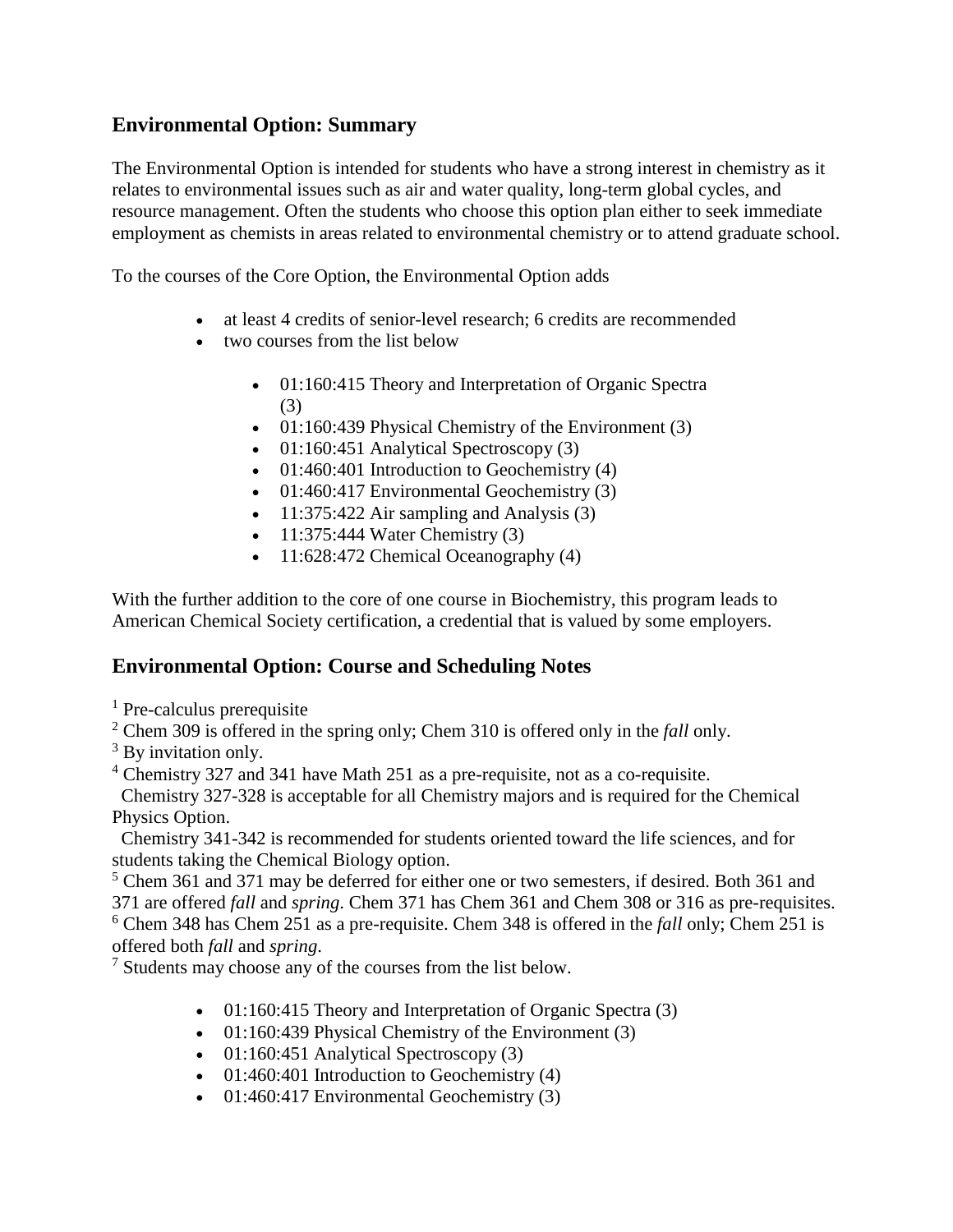## Environmental Option: Summary

The Environmental Option is intended for students who have a strong interest in chemistry as it relates to environmental issues such as air and water quality, long-term global cycles, and resource management. Often the students who choose this option plan either to seek immediate employment as chemists in areas related to environmental chemistry or to attend graduate school.

To the courses of the Core Option, the Environmental Option adds

- at least 4 credits of senior-level research; 6 credits are recommended
- two courses from the list below
    - 01:160:415 Theory and Interpretation of Organic Spectra (3)
    - 01:160:439 Physical Chemistry of the Environment (3)
    - 01:160:451 Analytical Spectroscopy (3)
    - 01:460:401 Introduction to Geochemistry (4)
    - 01:460:417 Environmental Geochemistry (3)
    - 11:375:422 Air sampling and Analysis (3)
    - 11:375:444 Water Chemistry (3)
    - 11:628:472 Chemical Oceanography (4)

With the further addition to the core of one course in Biochemistry, this program leads to American Chemical Society certification, a credential that is valued by some employers.

## Environmental Option: Course and Scheduling Notes

[1] Pre-calculus prerequisite

[2] Chem 309 is offered in the spring only; Chem 310 is offered only in the *fall* only.

[3] By invitation only.

[4] Chemistry 327 and 341 have Math 251 as a pre-requisite, not as a co-requisite.
Chemistry 327-328 is acceptable for all Chemistry majors and is required for the Chemical Physics Option.
Chemistry 341-342 is recommended for students oriented toward the life sciences, and for students taking the Chemical Biology option.

[5] Chem 361 and 371 may be deferred for either one or two semesters, if desired. Both 361 and 371 are offered *fall* and *spring*. Chem 371 has Chem 361 and Chem 308 or 316 as pre-requisites.

[6] Chem 348 has Chem 251 as a pre-requisite. Chem 348 is offered in the *fall* only; Chem 251 is offered both *fall* and *spring*.

[7] Students may choose any of the courses from the list below.

- 01:160:415 Theory and Interpretation of Organic Spectra (3)
- 01:160:439 Physical Chemistry of the Environment (3)
- 01:160:451 Analytical Spectroscopy (3)
- 01:460:401 Introduction to Geochemistry (4)
- 01:460:417 Environmental Geochemistry (3)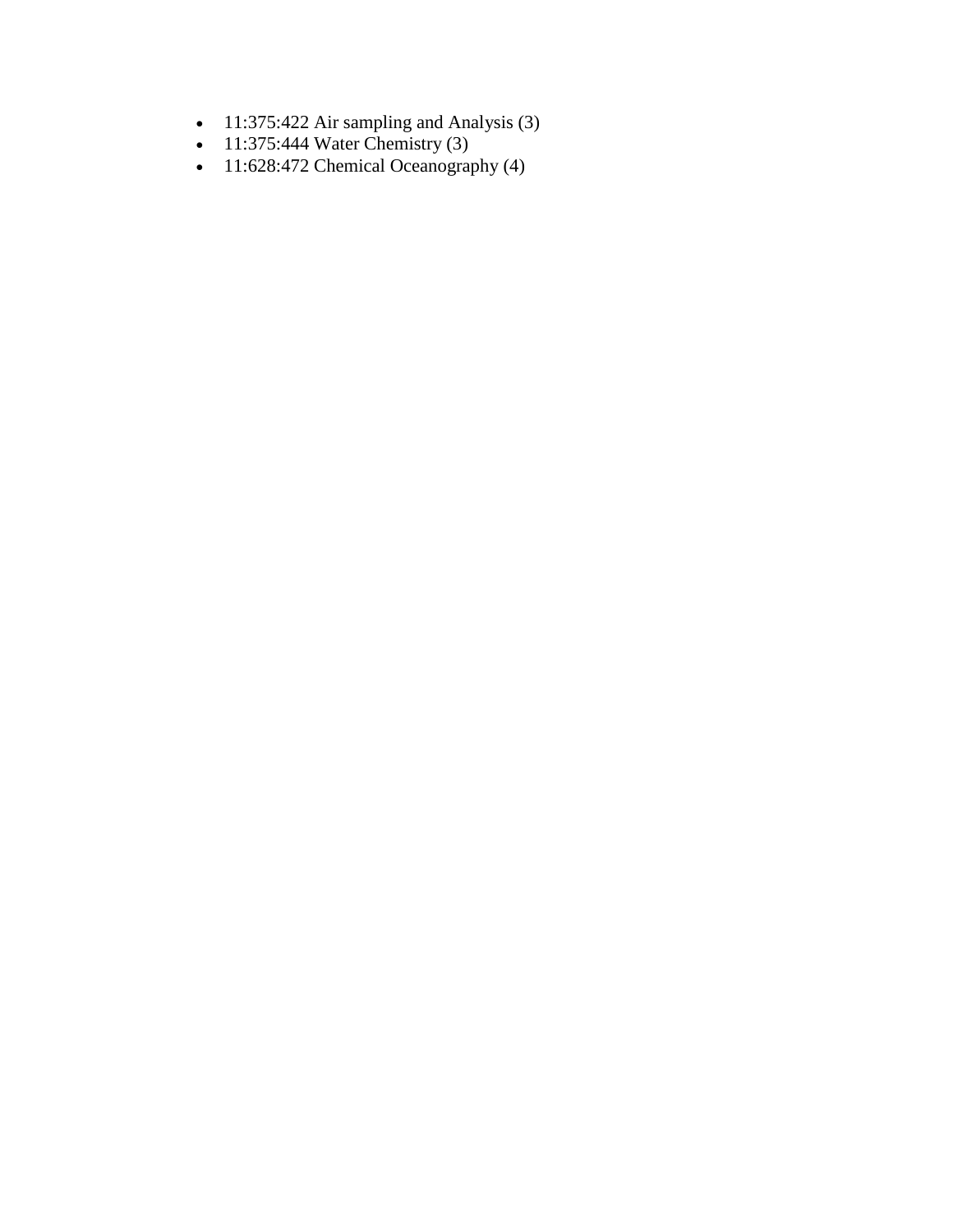- 11:375:422 Air sampling and Analysis (3)
- 11:375:444 Water Chemistry (3)
- 11:628:472 Chemical Oceanography (4)